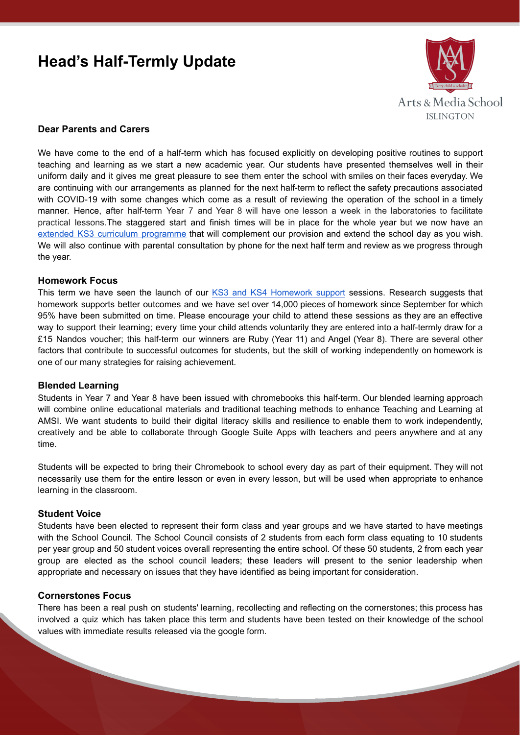# Head's Half-Termly Update

Arts & Media School
ISLINGTON

**Dear Parents and Carers**

We have come to the end of a half-term which has focused explicitly on developing positive routines to support teaching and learning as we start a new academic year. Our students have presented themselves well in their uniform daily and it gives me great pleasure to see them enter the school with smiles on their faces everyday. We are continuing with our arrangements as planned for the next half-term to reflect the safety precautions associated with COVID-19 with some changes which come as a result of reviewing the operation of the school in a timely manner. Hence, after half-term Year 7 and Year 8 will have one lesson a week in the laboratories to facilitate practical lessons.The staggered start and finish times will be in place for the whole year but we now have an extended KS3 curriculum programme that will complement our provision and extend the school day as you wish. We will also continue with parental consultation by phone for the next half term and review as we progress through the year.

### Homework Focus

This term we have seen the launch of our KS3 and KS4 Homework support sessions. Research suggests that homework supports better outcomes and we have set over 14,000 pieces of homework since September for which 95% have been submitted on time. Please encourage your child to attend these sessions as they are an effective way to support their learning; every time your child attends voluntarily they are entered into a half-termly draw for a £15 Nandos voucher; this half-term our winners are Ruby (Year 11) and Angel (Year 8). There are several other factors that contribute to successful outcomes for students, but the skill of working independently on homework is one of our many strategies for raising achievement.

### Blended Learning

Students in Year 7 and Year 8 have been issued with chromebooks this half-term. Our blended learning approach will combine online educational materials and traditional teaching methods to enhance Teaching and Learning at AMSI. We want students to build their digital literacy skills and resilience to enable them to work independently, creatively and be able to collaborate through Google Suite Apps with teachers and peers anywhere and at any time.

Students will be expected to bring their Chromebook to school every day as part of their equipment. They will not necessarily use them for the entire lesson or even in every lesson, but will be used when appropriate to enhance learning in the classroom.

### Student Voice

Students have been elected to represent their form class and year groups and we have started to have meetings with the School Council. The School Council consists of 2 students from each form class equating to 10 students per year group and 50 student voices overall representing the entire school. Of these 50 students, 2 from each year group are elected as the school council leaders; these leaders will present to the senior leadership when appropriate and necessary on issues that they have identified as being important for consideration.

### Cornerstones Focus

There has been a real push on students' learning, recollecting and reflecting on the cornerstones; this process has involved a quiz which has taken place this term and students have been tested on their knowledge of the school values with immediate results released via the google form.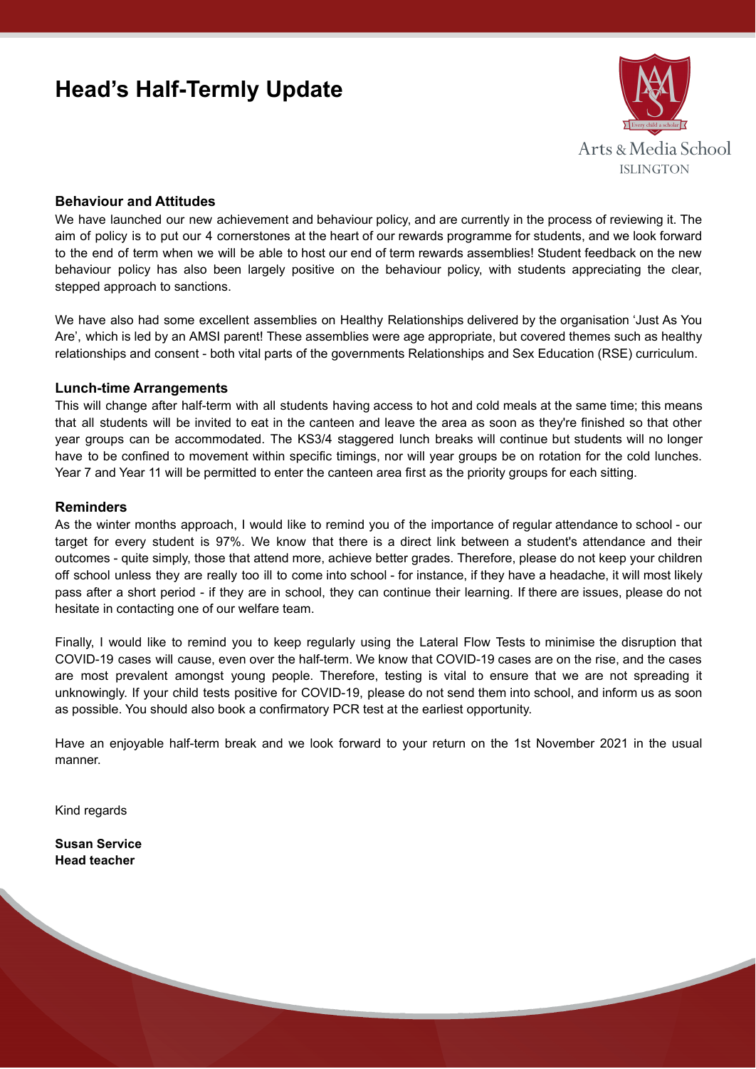# Head's Half-Termly Update

Arts & Media School ISLINGTON

### Behaviour and Attitudes

We have launched our new achievement and behaviour policy, and are currently in the process of reviewing it. The aim of policy is to put our 4 cornerstones at the heart of our rewards programme for students, and we look forward to the end of term when we will be able to host our end of term rewards assemblies! Student feedback on the new behaviour policy has also been largely positive on the behaviour policy, with students appreciating the clear, stepped approach to sanctions.

We have also had some excellent assemblies on Healthy Relationships delivered by the organisation 'Just As You Are', which is led by an AMSI parent! These assemblies were age appropriate, but covered themes such as healthy relationships and consent - both vital parts of the governments Relationships and Sex Education (RSE) curriculum.

### Lunch-time Arrangements

This will change after half-term with all students having access to hot and cold meals at the same time; this means that all students will be invited to eat in the canteen and leave the area as soon as they're finished so that other year groups can be accommodated. The KS3/4 staggered lunch breaks will continue but students will no longer have to be confined to movement within specific timings, nor will year groups be on rotation for the cold lunches. Year 7 and Year 11 will be permitted to enter the canteen area first as the priority groups for each sitting.

### Reminders

As the winter months approach, I would like to remind you of the importance of regular attendance to school - our target for every student is 97%. We know that there is a direct link between a student's attendance and their outcomes - quite simply, those that attend more, achieve better grades. Therefore, please do not keep your children off school unless they are really too ill to come into school - for instance, if they have a headache, it will most likely pass after a short period - if they are in school, they can continue their learning. If there are issues, please do not hesitate in contacting one of our welfare team.

Finally, I would like to remind you to keep regularly using the Lateral Flow Tests to minimise the disruption that COVID-19 cases will cause, even over the half-term. We know that COVID-19 cases are on the rise, and the cases are most prevalent amongst young people. Therefore, testing is vital to ensure that we are not spreading it unknowingly. If your child tests positive for COVID-19, please do not send them into school, and inform us as soon as possible. You should also book a confirmatory PCR test at the earliest opportunity.

Have an enjoyable half-term break and we look forward to your return on the 1st November 2021 in the usual manner.

Kind regards

**Susan Service**
**Head teacher**